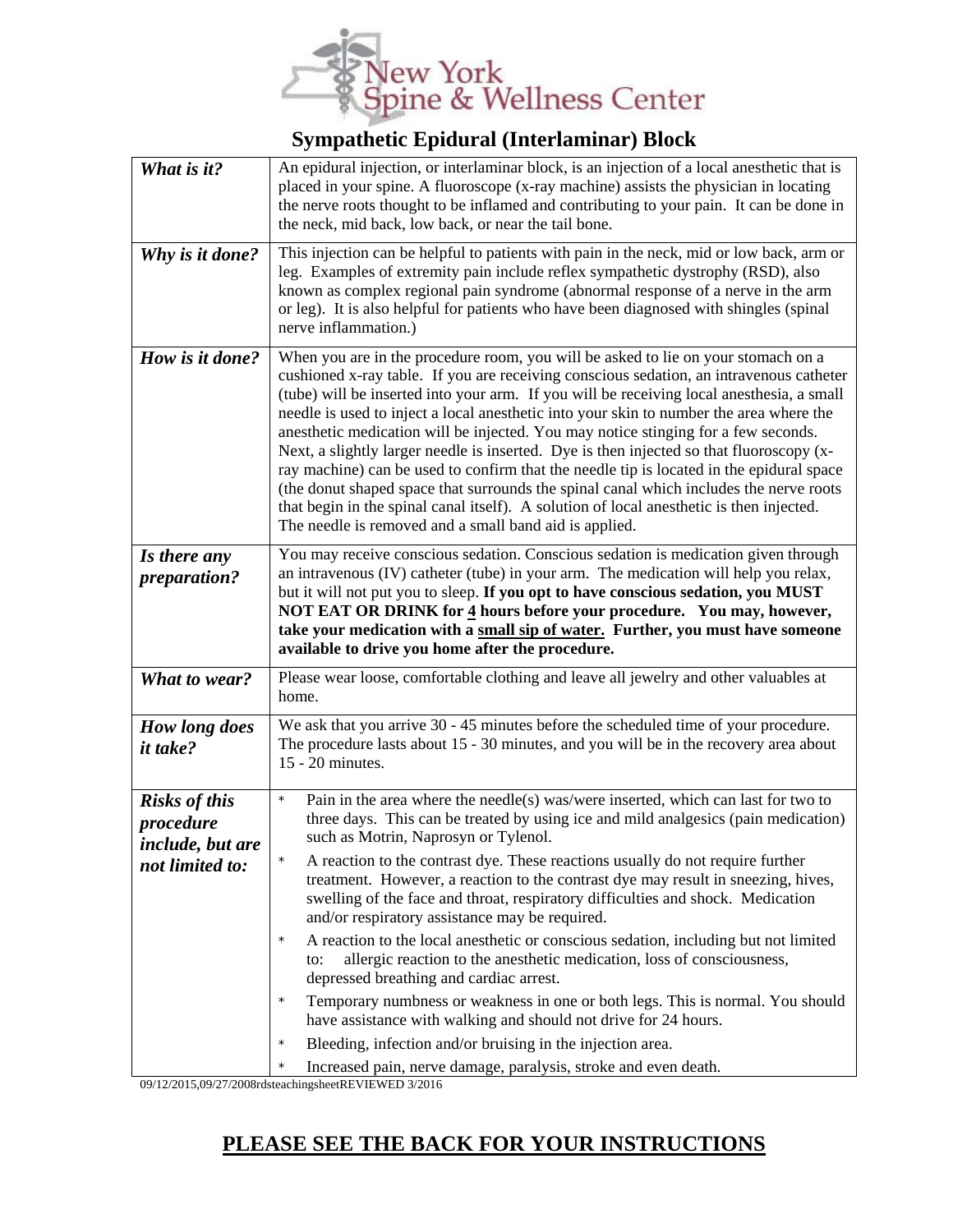New York Spine & Wellness Center

# Sympathetic Epidural (Interlaminar) Block

| | |
|---|---|
| ***What is it?*** | An epidural injection, or interlaminar block, is an injection of a local anesthetic that is placed in your spine. A fluoroscope (x-ray machine) assists the physician in locating the nerve roots thought to be inflamed and contributing to your pain. It can be done in the neck, mid back, low back, or near the tail bone. |
| ***Why is it done?*** | This injection can be helpful to patients with pain in the neck, mid or low back, arm or leg. Examples of extremity pain include reflex sympathetic dystrophy (RSD), also known as complex regional pain syndrome (abnormal response of a nerve in the arm or leg). It is also helpful for patients who have been diagnosed with shingles (spinal nerve inflammation.) |
| ***How is it done?*** | When you are in the procedure room, you will be asked to lie on your stomach on a cushioned x-ray table. If you are receiving conscious sedation, an intravenous catheter (tube) will be inserted into your arm. If you will be receiving local anesthesia, a small needle is used to inject a local anesthetic into your skin to number the area where the anesthetic medication will be injected. You may notice stinging for a few seconds. Next, a slightly larger needle is inserted. Dye is then injected so that fluoroscopy (x-ray machine) can be used to confirm that the needle tip is located in the epidural space (the donut shaped space that surrounds the spinal canal which includes the nerve roots that begin in the spinal canal itself). A solution of local anesthetic is then injected. The needle is removed and a small band aid is applied. |
| ***Is there any preparation?*** | You may receive conscious sedation. Conscious sedation is medication given through an intravenous (IV) catheter (tube) in your arm. The medication will help you relax, but it will not put you to sleep. **If you opt to have conscious sedation, you MUST NOT EAT OR DRINK for <u>4</u> hours before your procedure. You may, however, take your medication with a <u>small sip of water.</u> Further, you must have someone available to drive you home after the procedure.** |
| ***What to wear?*** | Please wear loose, comfortable clothing and leave all jewelry and other valuables at home. |
| ***How long does it take?*** | We ask that you arrive 30 - 45 minutes before the scheduled time of your procedure. The procedure lasts about 15 - 30 minutes, and you will be in the recovery area about 15 - 20 minutes. |
| ***Risks of this procedure include, but are not limited to:*** | * Pain in the area where the needle(s) was/were inserted, which can last for two to three days. This can be treated by using ice and mild analgesics (pain medication) such as Motrin, Naprosyn or Tylenol.<br>* A reaction to the contrast dye. These reactions usually do not require further treatment. However, a reaction to the contrast dye may result in sneezing, hives, swelling of the face and throat, respiratory difficulties and shock. Medication and/or respiratory assistance may be required.<br>* A reaction to the local anesthetic or conscious sedation, including but not limited to: allergic reaction to the anesthetic medication, loss of consciousness, depressed breathing and cardiac arrest.<br>* Temporary numbness or weakness in one or both legs. This is normal. You should have assistance with walking and should not drive for 24 hours.<br>* Bleeding, infection and/or bruising in the injection area.<br>* Increased pain, nerve damage, paralysis, stroke and even death. |

09/12/2015,09/27/2008rdsteachingsheetREVIEWED 3/2016

## <u>PLEASE SEE THE BACK FOR YOUR INSTRUCTIONS</u>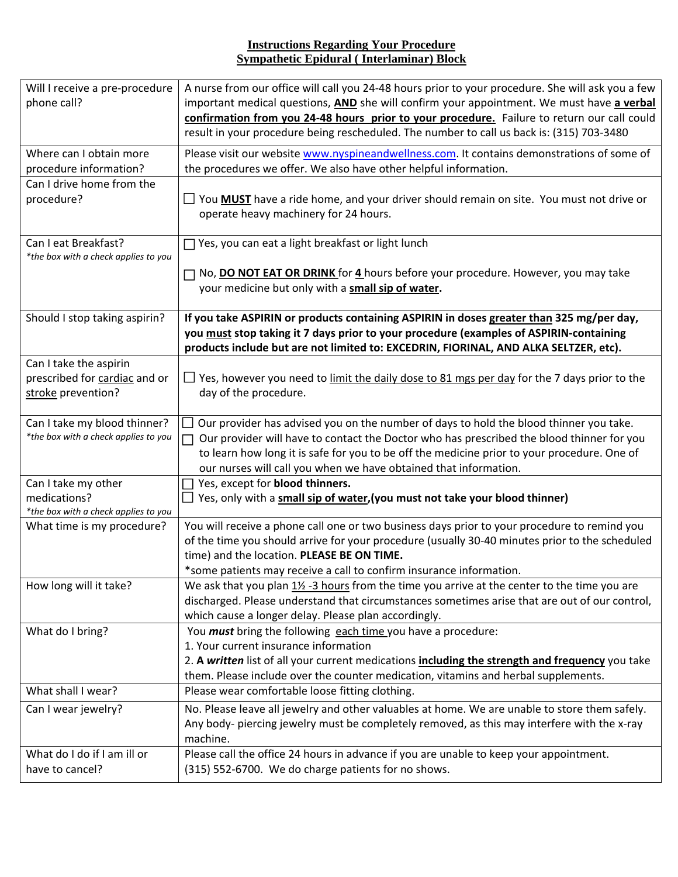**Instructions Regarding Your Procedure**
**Sympathetic Epidural ( Interlaminar) Block**

| | |
|---|---|
| Will I receive a pre-procedure phone call? | A nurse from our office will call you 24-48 hours prior to your procedure. She will ask you a few important medical questions, **AND** she will confirm your appointment. We must have **a verbal confirmation from you 24-48 hours prior to your procedure.** Failure to return our call could result in your procedure being rescheduled. The number to call us back is: (315) 703-3480 |
| Where can I obtain more procedure information? | Please visit our website www.nyspineandwellness.com. It contains demonstrations of some of the procedures we offer. We also have other helpful information. |
| Can I drive home from the procedure? | ☐ You **MUST** have a ride home, and your driver should remain on site. You must not drive or operate heavy machinery for 24 hours. |
| Can I eat Breakfast? *\*the box with a check applies to you* | ☐ Yes, you can eat a light breakfast or light lunch<br>☐ No, **DO NOT EAT OR DRINK** for **4** hours before your procedure. However, you may take your medicine but only with a **small sip of water.** |
| Should I stop taking aspirin? | **If you take ASPIRIN or products containing ASPIRIN in doses greater than 325 mg/per day, you must stop taking it 7 days prior to your procedure (examples of ASPIRIN-containing products include but are not limited to: EXCEDRIN, FIORINAL, AND ALKA SELTZER, etc).** |
| Can I take the aspirin prescribed for cardiac and or stroke prevention? | ☐ Yes, however you need to limit the daily dose to 81 mgs per day for the 7 days prior to the day of the procedure. |
| Can I take my blood thinner? *\*the box with a check applies to you* | ☐ Our provider has advised you on the number of days to hold the blood thinner you take.<br>☐ Our provider will have to contact the Doctor who has prescribed the blood thinner for you to learn how long it is safe for you to be off the medicine prior to your procedure. One of our nurses will call you when we have obtained that information. |
| Can I take my other medications? *\*the box with a check applies to you* | ☐ Yes, except for **blood thinners.**<br>☐ Yes, only with a **small sip of water,(you must not take your blood thinner)** |
| What time is my procedure? | You will receive a phone call one or two business days prior to your procedure to remind you of the time you should arrive for your procedure (usually 30-40 minutes prior to the scheduled time) and the location. **PLEASE BE ON TIME.**<br>\*some patients may receive a call to confirm insurance information. |
| How long will it take? | We ask that you plan 1½ -3 hours from the time you arrive at the center to the time you are discharged. Please understand that circumstances sometimes arise that are out of our control, which cause a longer delay. Please plan accordingly. |
| What do I bring? | You ***must*** bring the following each time you have a procedure:<br>1. Your current insurance information<br>2. **A *written*** list of all your current medications **including the strength and frequency** you take them. Please include over the counter medication, vitamins and herbal supplements. |
| What shall I wear? | Please wear comfortable loose fitting clothing. |
| Can I wear jewelry? | No. Please leave all jewelry and other valuables at home. We are unable to store them safely. Any body- piercing jewelry must be completely removed, as this may interfere with the x-ray machine. |
| What do I do if I am ill or have to cancel? | Please call the office 24 hours in advance if you are unable to keep your appointment. (315) 552-6700. We do charge patients for no shows. |